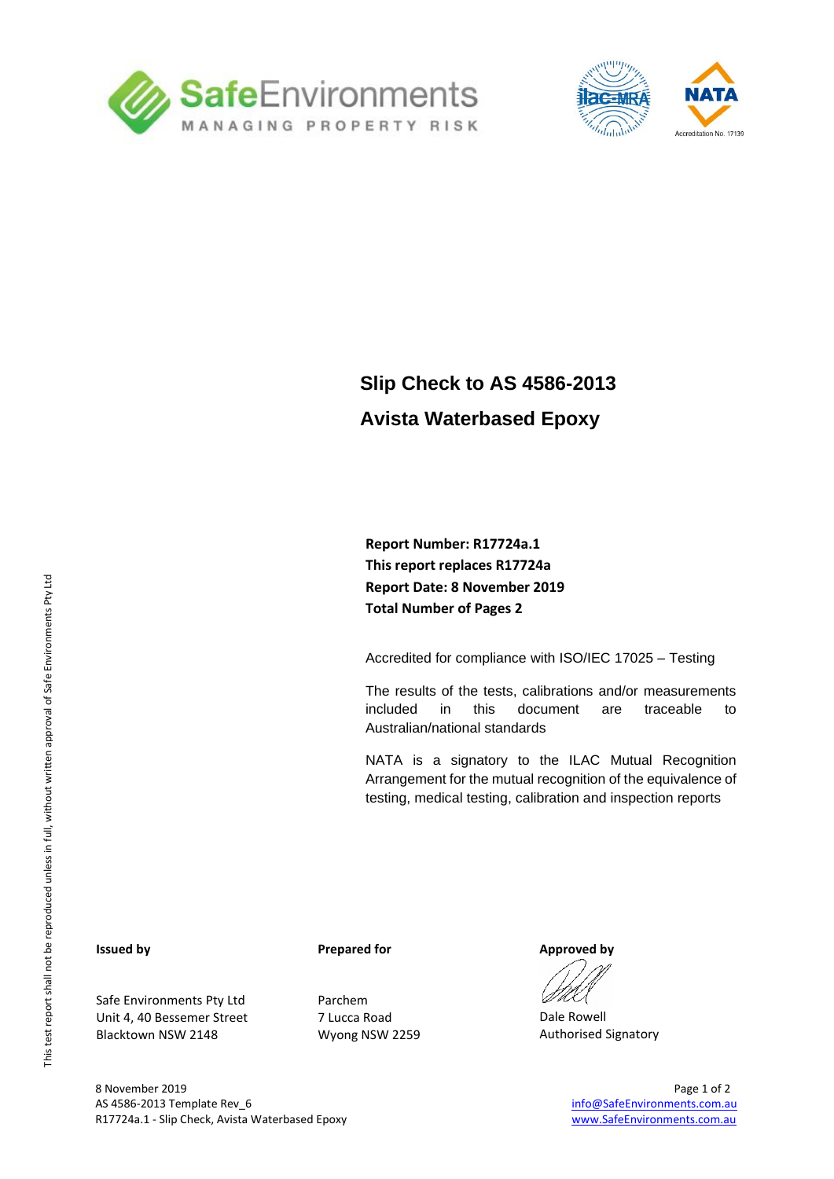SafeEnvironments

MANAGING PROPERTY RISK

NATA Accreditation No. 17139

# Slip Check to AS 4586-2013

# Avista Waterbased Epoxy

**Report Number: R17724a.1**
**This report replaces R17724a**
**Report Date: 8 November 2019**
**Total Number of Pages 2**

Accredited for compliance with ISO/IEC 17025 – Testing

The results of the tests, calibrations and/or measurements included in this document are traceable to Australian/national standards

NATA is a signatory to the ILAC Mutual Recognition Arrangement for the mutual recognition of the equivalence of testing, medical testing, calibration and inspection reports

This test report shall not be reproduced unless in full, without written approval of Safe Environments Pty Ltd

**Issued by**

Safe Environments Pty Ltd
Unit 4, 40 Bessemer Street
Blacktown NSW 2148

**Prepared for**

Parchem
7 Lucca Road
Wyong NSW 2259

**Approved by**

Dale Rowell
Authorised Signatory

8 November 2019
AS 4586-2013 Template Rev_6
R17724a.1 - Slip Check, Avista Waterbased Epoxy

info@SafeEnvironments.com.au
www.SafeEnvironments.com.au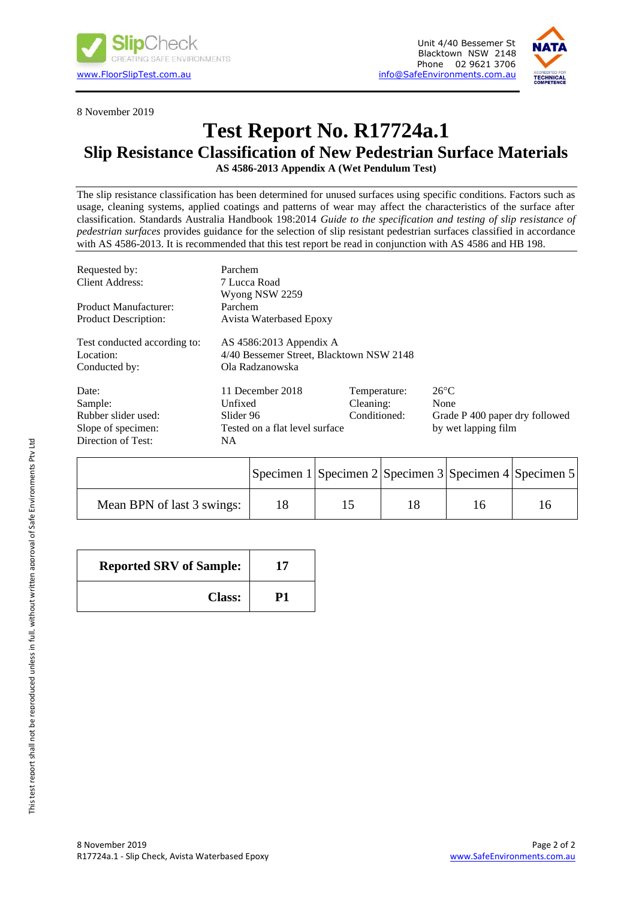SlipCheck
CREATING SAFE ENVIRONMENTS
www.FloorSlipTest.com.au

Unit 4/40 Bessemer St
Blacktown NSW 2148
Phone 02 9621 3706
info@SafeEnvironments.com.au

8 November 2019

# Test Report No. R17724a.1

## Slip Resistance Classification of New Pedestrian Surface Materials

**AS 4586-2013 Appendix A (Wet Pendulum Test)**

The slip resistance classification has been determined for unused surfaces using specific conditions. Factors such as usage, cleaning systems, applied coatings and patterns of wear may affect the characteristics of the surface after classification. Standards Australia Handbook 198:2014 *Guide to the specification and testing of slip resistance of pedestrian surfaces* provides guidance for the selection of slip resistant pedestrian surfaces classified in accordance with AS 4586-2013. It is recommended that this test report be read in conjunction with AS 4586 and HB 198.

Requested by: Parchem
Client Address: 7 Lucca Road
Wyong NSW 2259
Product Manufacturer: Parchem
Product Description: Avista Waterbased Epoxy

Test conducted according to: AS 4586:2013 Appendix A
Location: 4/40 Bessemer Street, Blacktown NSW 2148
Conducted by: Ola Radzanowska

Date: 11 December 2018
Sample: Unfixed
Rubber slider used: Slider 96
Slope of specimen: Tested on a flat level surface
Direction of Test: NA

Temperature: 26°C
Cleaning: None
Conditioned: Grade P 400 paper dry followed by wet lapping film

| | Specimen 1 | Specimen 2 | Specimen 3 | Specimen 4 | Specimen 5 |
|---|---|---|---|---|---|
| Mean BPN of last 3 swings: | 18 | 15 | 18 | 16 | 16 |

| | |
|---|---|
| **Reported SRV of Sample:** | **17** |
| **Class:** | **P1** |

This test report shall not be reproduced unless in full, without written approval of Safe Environments Pty Ltd

8 November 2019
R17724a.1 - Slip Check, Avista Waterbased Epoxy
www.SafeEnvironments.com.au